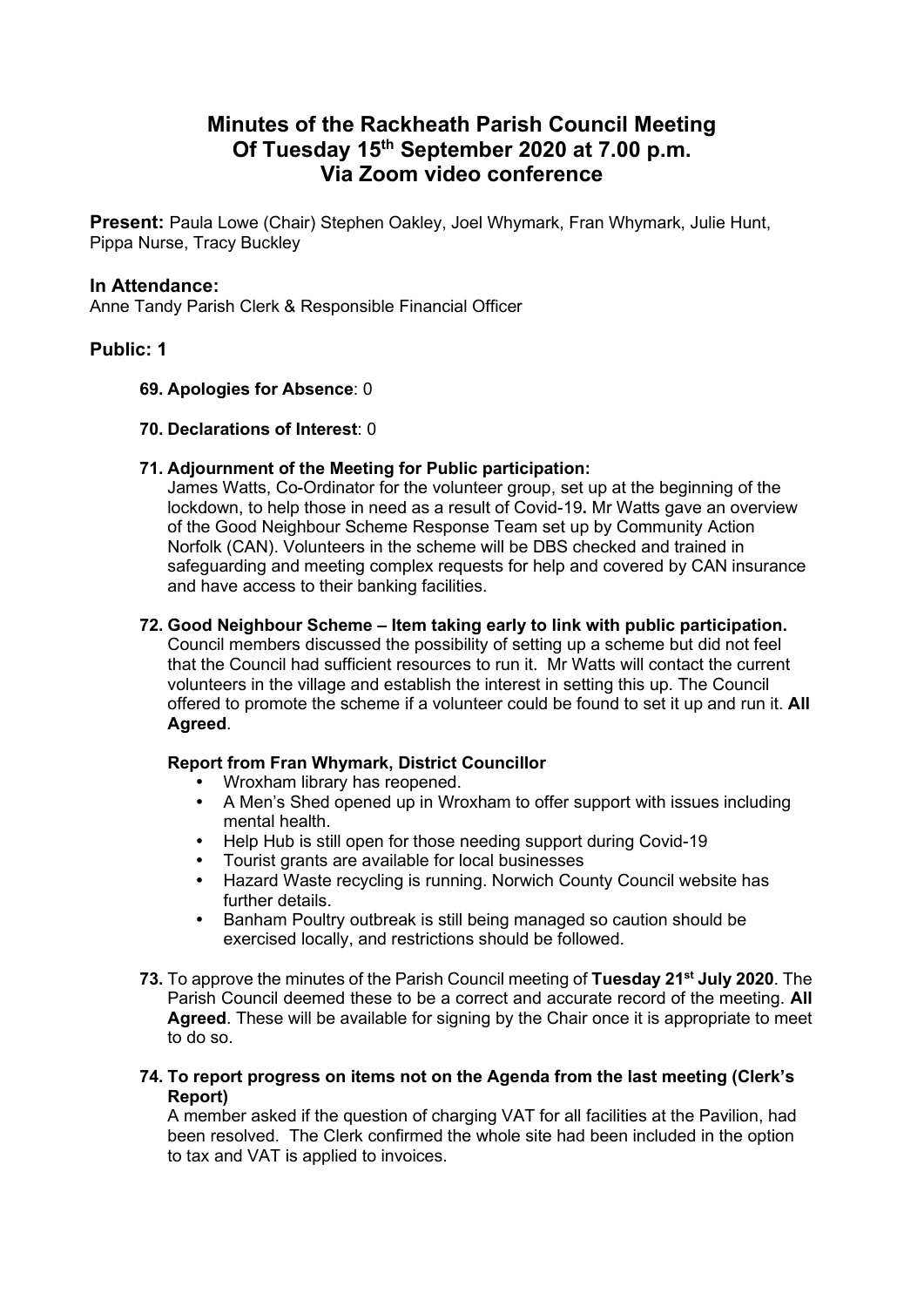# Minutes of the Rackheath Parish Council Meeting Of Tuesday 15th September 2020 at 7.00 p.m. Via Zoom video conference

**Present:** Paula Lowe (Chair) Stephen Oakley, Joel Whymark, Fran Whymark, Julie Hunt, Pippa Nurse, Tracy Buckley

## In Attendance:

Anne Tandy Parish Clerk & Responsible Financial Officer

## Public: 1

**69. Apologies for Absence**: 0

**70. Declarations of Interest**: 0

**71. Adjournment of the Meeting for Public participation:**
James Watts, Co-Ordinator for the volunteer group, set up at the beginning of the lockdown, to help those in need as a result of Covid-19**.** Mr Watts gave an overview of the Good Neighbour Scheme Response Team set up by Community Action Norfolk (CAN). Volunteers in the scheme will be DBS checked and trained in safeguarding and meeting complex requests for help and covered by CAN insurance and have access to their banking facilities.

**72. Good Neighbour Scheme – Item taking early to link with public participation.**
Council members discussed the possibility of setting up a scheme but did not feel that the Council had sufficient resources to run it. Mr Watts will contact the current volunteers in the village and establish the interest in setting this up. The Council offered to promote the scheme if a volunteer could be found to set it up and run it. **All Agreed**.

**Report from Fran Whymark, District Councillor**

- Wroxham library has reopened.
- A Men's Shed opened up in Wroxham to offer support with issues including mental health.
- Help Hub is still open for those needing support during Covid-19
- Tourist grants are available for local businesses
- Hazard Waste recycling is running. Norwich County Council website has further details.
- Banham Poultry outbreak is still being managed so caution should be exercised locally, and restrictions should be followed.

**73.** To approve the minutes of the Parish Council meeting of **Tuesday 21st July 2020**. The Parish Council deemed these to be a correct and accurate record of the meeting. **All Agreed**. These will be available for signing by the Chair once it is appropriate to meet to do so.

**74. To report progress on items not on the Agenda from the last meeting (Clerk's Report)**
A member asked if the question of charging VAT for all facilities at the Pavilion, had been resolved. The Clerk confirmed the whole site had been included in the option to tax and VAT is applied to invoices.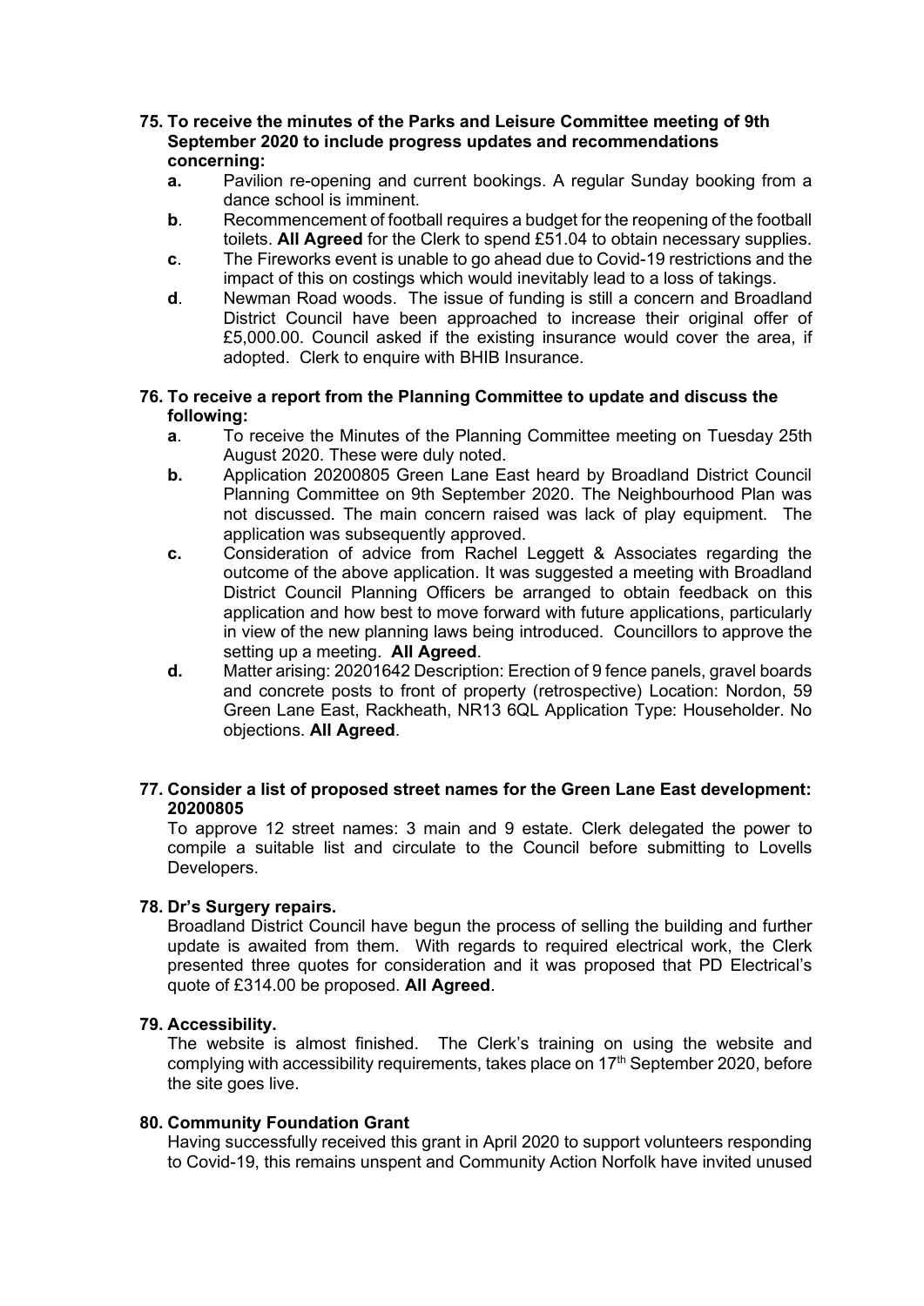**75. To receive the minutes of the Parks and Leisure Committee meeting of 9th September 2020 to include progress updates and recommendations concerning:**

- **a.** Pavilion re-opening and current bookings. A regular Sunday booking from a dance school is imminent.
- **b**. Recommencement of football requires a budget for the reopening of the football toilets. **All Agreed** for the Clerk to spend £51.04 to obtain necessary supplies.
- **c**. The Fireworks event is unable to go ahead due to Covid-19 restrictions and the impact of this on costings which would inevitably lead to a loss of takings.
- **d**. Newman Road woods. The issue of funding is still a concern and Broadland District Council have been approached to increase their original offer of £5,000.00. Council asked if the existing insurance would cover the area, if adopted. Clerk to enquire with BHIB Insurance.

**76. To receive a report from the Planning Committee to update and discuss the following:**

- **a**. To receive the Minutes of the Planning Committee meeting on Tuesday 25th August 2020. These were duly noted.
- **b.** Application 20200805 Green Lane East heard by Broadland District Council Planning Committee on 9th September 2020. The Neighbourhood Plan was not discussed. The main concern raised was lack of play equipment. The application was subsequently approved.
- **c.** Consideration of advice from Rachel Leggett & Associates regarding the outcome of the above application. It was suggested a meeting with Broadland District Council Planning Officers be arranged to obtain feedback on this application and how best to move forward with future applications, particularly in view of the new planning laws being introduced. Councillors to approve the setting up a meeting. **All Agreed**.
- **d.** Matter arising: 20201642 Description: Erection of 9 fence panels, gravel boards and concrete posts to front of property (retrospective) Location: Nordon, 59 Green Lane East, Rackheath, NR13 6QL Application Type: Householder. No objections. **All Agreed**.

**77. Consider a list of proposed street names for the Green Lane East development: 20200805**

To approve 12 street names: 3 main and 9 estate. Clerk delegated the power to compile a suitable list and circulate to the Council before submitting to Lovells Developers.

**78. Dr's Surgery repairs.**

Broadland District Council have begun the process of selling the building and further update is awaited from them. With regards to required electrical work, the Clerk presented three quotes for consideration and it was proposed that PD Electrical's quote of £314.00 be proposed. **All Agreed**.

**79. Accessibility.**

The website is almost finished. The Clerk's training on using the website and complying with accessibility requirements, takes place on 17th September 2020, before the site goes live.

**80. Community Foundation Grant**

Having successfully received this grant in April 2020 to support volunteers responding to Covid-19, this remains unspent and Community Action Norfolk have invited unused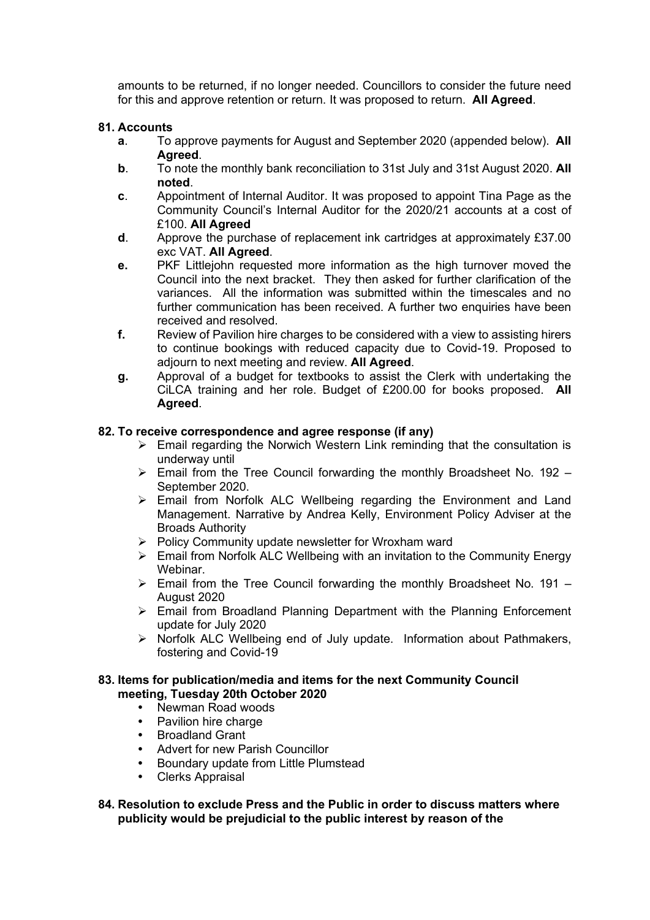amounts to be returned, if no longer needed. Councillors to consider the future need for this and approve retention or return. It was proposed to return. **All Agreed**.

**81. Accounts**

- **a**. To approve payments for August and September 2020 (appended below). **All Agreed**.
- **b**. To note the monthly bank reconciliation to 31st July and 31st August 2020. **All noted**.
- **c**. Appointment of Internal Auditor. It was proposed to appoint Tina Page as the Community Council's Internal Auditor for the 2020/21 accounts at a cost of £100. **All Agreed**
- **d**. Approve the purchase of replacement ink cartridges at approximately £37.00 exc VAT. **All Agreed**.
- **e.** PKF Littlejohn requested more information as the high turnover moved the Council into the next bracket. They then asked for further clarification of the variances. All the information was submitted within the timescales and no further communication has been received. A further two enquiries have been received and resolved.
- **f.** Review of Pavilion hire charges to be considered with a view to assisting hirers to continue bookings with reduced capacity due to Covid-19. Proposed to adjourn to next meeting and review. **All Agreed**.
- **g.** Approval of a budget for textbooks to assist the Clerk with undertaking the CiLCA training and her role. Budget of £200.00 for books proposed. **All Agreed**.

**82. To receive correspondence and agree response (if any)**

- Email regarding the Norwich Western Link reminding that the consultation is underway until
- Email from the Tree Council forwarding the monthly Broadsheet No. 192 – September 2020.
- Email from Norfolk ALC Wellbeing regarding the Environment and Land Management. Narrative by Andrea Kelly, Environment Policy Adviser at the Broads Authority
- Policy Community update newsletter for Wroxham ward
- Email from Norfolk ALC Wellbeing with an invitation to the Community Energy Webinar.
- Email from the Tree Council forwarding the monthly Broadsheet No. 191 – August 2020
- Email from Broadland Planning Department with the Planning Enforcement update for July 2020
- Norfolk ALC Wellbeing end of July update. Information about Pathmakers, fostering and Covid-19

**83. Items for publication/media and items for the next Community Council meeting, Tuesday 20th October 2020**

- Newman Road woods
- Pavilion hire charge
- Broadland Grant
- Advert for new Parish Councillor
- Boundary update from Little Plumstead
- Clerks Appraisal

**84. Resolution to exclude Press and the Public in order to discuss matters where publicity would be prejudicial to the public interest by reason of the**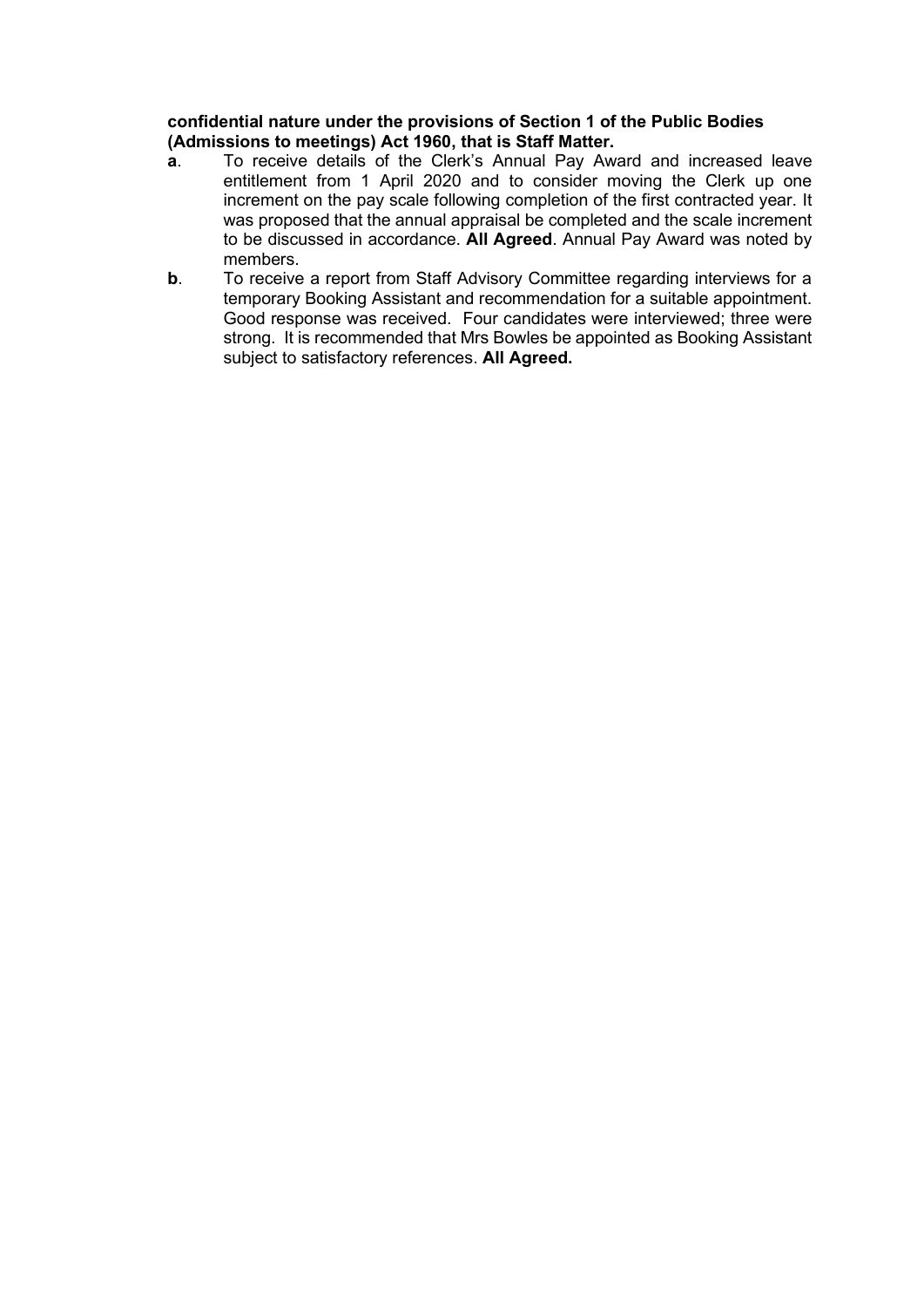**confidential nature under the provisions of Section 1 of the Public Bodies (Admissions to meetings) Act 1960, that is Staff Matter.**

**a**. To receive details of the Clerk's Annual Pay Award and increased leave entitlement from 1 April 2020 and to consider moving the Clerk up one increment on the pay scale following completion of the first contracted year. It was proposed that the annual appraisal be completed and the scale increment to be discussed in accordance. **All Agreed**. Annual Pay Award was noted by members.

**b**. To receive a report from Staff Advisory Committee regarding interviews for a temporary Booking Assistant and recommendation for a suitable appointment. Good response was received. Four candidates were interviewed; three were strong. It is recommended that Mrs Bowles be appointed as Booking Assistant subject to satisfactory references. **All Agreed.**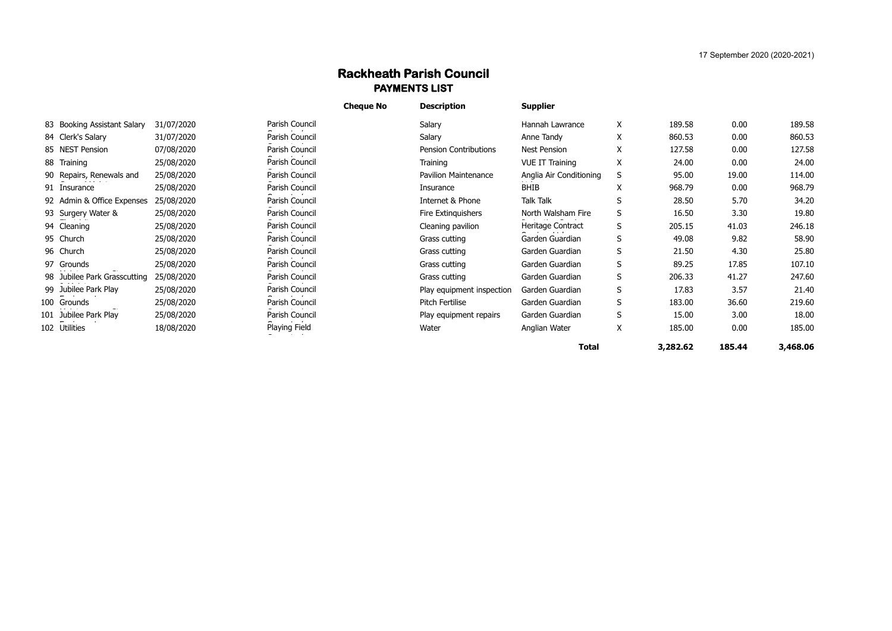17 September 2020 (2020-2021)

# Rackheath Parish Council

## PAYMENTS LIST

| | | | | Cheque No | Description | Supplier | | | | |
|---|---|---|---|---|---|---|---|---|---|---|
| 83 | Booking Assistant Salary | 31/07/2020 | Parish Council | | Salary | Hannah Lawrance | X | 189.58 | 0.00 | 189.58 |
| 84 | Clerk's Salary | 31/07/2020 | Parish Council | | Salary | Anne Tandy | X | 860.53 | 0.00 | 860.53 |
| 85 | NEST Pension | 07/08/2020 | Parish Council | | Pension Contributions | Nest Pension | X | 127.58 | 0.00 | 127.58 |
| 88 | Training | 25/08/2020 | Parish Council | | Training | VUE IT Training | X | 24.00 | 0.00 | 24.00 |
| 90 | Repairs, Renewals and | 25/08/2020 | Parish Council | | Pavilion Maintenance | Anglia Air Conditioning | S | 95.00 | 19.00 | 114.00 |
| 91 | Insurance | 25/08/2020 | Parish Council | | Insurance | BHIB | X | 968.79 | 0.00 | 968.79 |
| 92 | Admin & Office Expenses | 25/08/2020 | Parish Council | | Internet & Phone | Talk Talk | S | 28.50 | 5.70 | 34.20 |
| 93 | Surgery Water & | 25/08/2020 | Parish Council | | Fire Extinquishers | North Walsham Fire | S | 16.50 | 3.30 | 19.80 |
| 94 | Cleaning | 25/08/2020 | Parish Council | | Cleaning pavilion | Heritage Contract | S | 205.15 | 41.03 | 246.18 |
| 95 | Church | 25/08/2020 | Parish Council | | Grass cutting | Garden Guardian | S | 49.08 | 9.82 | 58.90 |
| 96 | Church | 25/08/2020 | Parish Council | | Grass cutting | Garden Guardian | S | 21.50 | 4.30 | 25.80 |
| 97 | Grounds | 25/08/2020 | Parish Council | | Grass cutting | Garden Guardian | S | 89.25 | 17.85 | 107.10 |
| 98 | Jubilee Park Grasscutting | 25/08/2020 | Parish Council | | Grass cutting | Garden Guardian | S | 206.33 | 41.27 | 247.60 |
| 99 | Jubilee Park Play | 25/08/2020 | Parish Council | | Play equipment inspection | Garden Guardian | S | 17.83 | 3.57 | 21.40 |
| 100 | Grounds | 25/08/2020 | Parish Council | | Pitch Fertilise | Garden Guardian | S | 183.00 | 36.60 | 219.60 |
| 101 | Jubilee Park Play | 25/08/2020 | Parish Council | | Play equipment repairs | Garden Guardian | S | 15.00 | 3.00 | 18.00 |
| 102 | Utilities | 18/08/2020 | Playing Field | | Water | Anglian Water | X | 185.00 | 0.00 | 185.00 |
| | | | | | | **Total** | | **3,282.62** | **185.44** | **3,468.06** |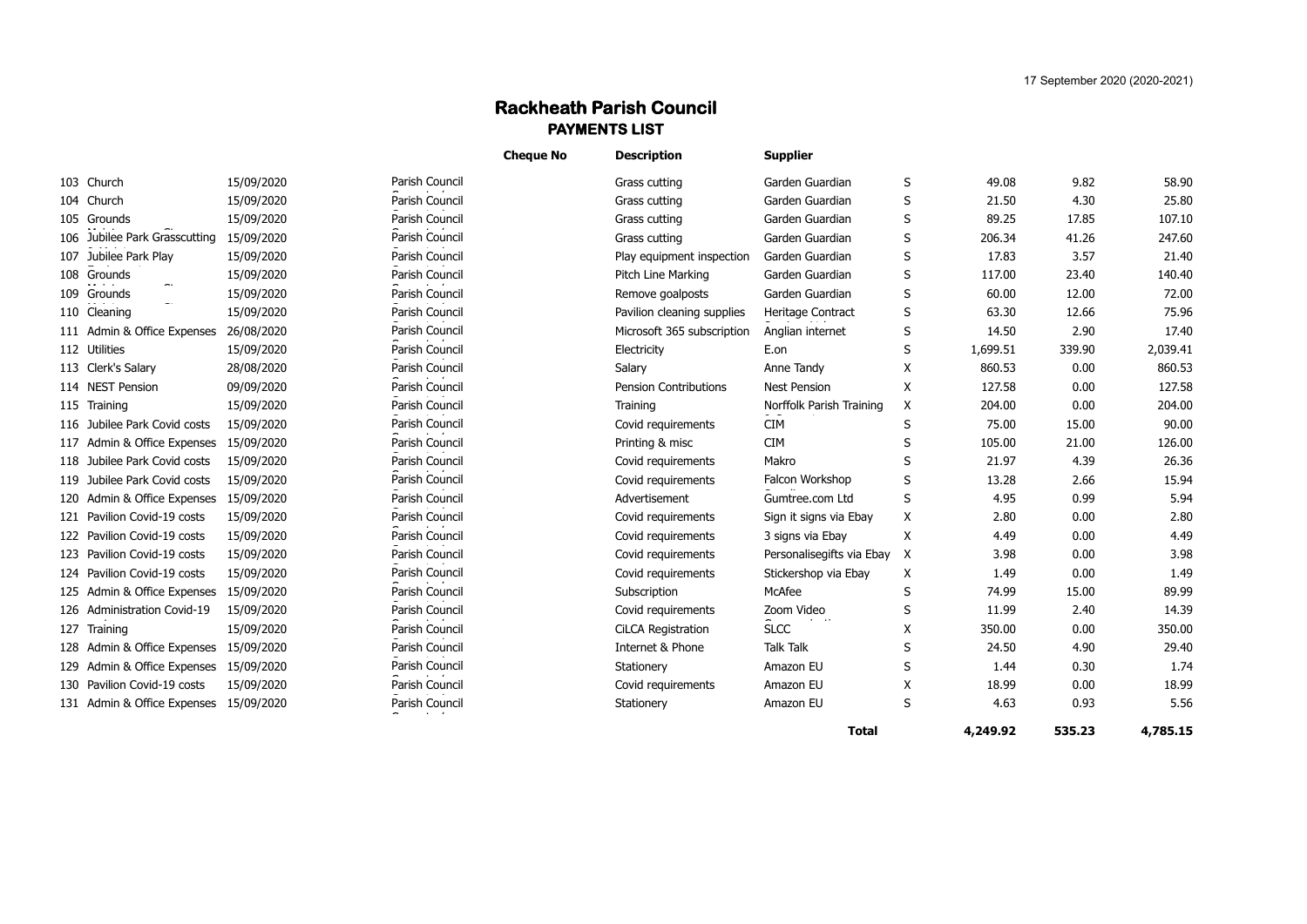17 September 2020 (2020-2021)

# Rackheath Parish Council

## PAYMENTS LIST

| | | | | Cheque No | Description | Supplier | | | | |
|---|---|---|---|---|---|---|---|---|---|---|
| 103 | Church | 15/09/2020 | Parish Council | | Grass cutting | Garden Guardian | S | 49.08 | 9.82 | 58.90 |
| 104 | Church | 15/09/2020 | Parish Council | | Grass cutting | Garden Guardian | S | 21.50 | 4.30 | 25.80 |
| 105 | Grounds | 15/09/2020 | Parish Council | | Grass cutting | Garden Guardian | S | 89.25 | 17.85 | 107.10 |
| 106 | Jubilee Park Grasscutting | 15/09/2020 | Parish Council | | Grass cutting | Garden Guardian | S | 206.34 | 41.26 | 247.60 |
| 107 | Jubilee Park Play | 15/09/2020 | Parish Council | | Play equipment inspection | Garden Guardian | S | 17.83 | 3.57 | 21.40 |
| 108 | Grounds | 15/09/2020 | Parish Council | | Pitch Line Marking | Garden Guardian | S | 117.00 | 23.40 | 140.40 |
| 109 | Grounds | 15/09/2020 | Parish Council | | Remove goalposts | Garden Guardian | S | 60.00 | 12.00 | 72.00 |
| 110 | Cleaning | 15/09/2020 | Parish Council | | Pavilion cleaning supplies | Heritage Contract | S | 63.30 | 12.66 | 75.96 |
| 111 | Admin & Office Expenses | 26/08/2020 | Parish Council | | Microsoft 365 subscription | Anglian internet | S | 14.50 | 2.90 | 17.40 |
| 112 | Utilities | 15/09/2020 | Parish Council | | Electricity | E.on | S | 1,699.51 | 339.90 | 2,039.41 |
| 113 | Clerk's Salary | 28/08/2020 | Parish Council | | Salary | Anne Tandy | X | 860.53 | 0.00 | 860.53 |
| 114 | NEST Pension | 09/09/2020 | Parish Council | | Pension Contributions | Nest Pension | X | 127.58 | 0.00 | 127.58 |
| 115 | Training | 15/09/2020 | Parish Council | | Training | Norffolk Parish Training | X | 204.00 | 0.00 | 204.00 |
| 116 | Jubilee Park Covid costs | 15/09/2020 | Parish Council | | Covid requirements | CIM | S | 75.00 | 15.00 | 90.00 |
| 117 | Admin & Office Expenses | 15/09/2020 | Parish Council | | Printing & misc | CIM | S | 105.00 | 21.00 | 126.00 |
| 118 | Jubilee Park Covid costs | 15/09/2020 | Parish Council | | Covid requirements | Makro | S | 21.97 | 4.39 | 26.36 |
| 119 | Jubilee Park Covid costs | 15/09/2020 | Parish Council | | Covid requirements | Falcon Workshop | S | 13.28 | 2.66 | 15.94 |
| 120 | Admin & Office Expenses | 15/09/2020 | Parish Council | | Advertisement | Gumtree.com Ltd | S | 4.95 | 0.99 | 5.94 |
| 121 | Pavilion Covid-19 costs | 15/09/2020 | Parish Council | | Covid requirements | Sign it signs via Ebay | X | 2.80 | 0.00 | 2.80 |
| 122 | Pavilion Covid-19 costs | 15/09/2020 | Parish Council | | Covid requirements | 3 signs via Ebay | X | 4.49 | 0.00 | 4.49 |
| 123 | Pavilion Covid-19 costs | 15/09/2020 | Parish Council | | Covid requirements | Personalisegifts via Ebay | X | 3.98 | 0.00 | 3.98 |
| 124 | Pavilion Covid-19 costs | 15/09/2020 | Parish Council | | Covid requirements | Stickershop via Ebay | X | 1.49 | 0.00 | 1.49 |
| 125 | Admin & Office Expenses | 15/09/2020 | Parish Council | | Subscription | McAfee | S | 74.99 | 15.00 | 89.99 |
| 126 | Administration Covid-19 | 15/09/2020 | Parish Council | | Covid requirements | Zoom Video | S | 11.99 | 2.40 | 14.39 |
| 127 | Training | 15/09/2020 | Parish Council | | CiLCA Registration | SLCC | X | 350.00 | 0.00 | 350.00 |
| 128 | Admin & Office Expenses | 15/09/2020 | Parish Council | | Internet & Phone | Talk Talk | S | 24.50 | 4.90 | 29.40 |
| 129 | Admin & Office Expenses | 15/09/2020 | Parish Council | | Stationery | Amazon EU | S | 1.44 | 0.30 | 1.74 |
| 130 | Pavilion Covid-19 costs | 15/09/2020 | Parish Council | | Covid requirements | Amazon EU | X | 18.99 | 0.00 | 18.99 |
| 131 | Admin & Office Expenses | 15/09/2020 | Parish Council | | Stationery | Amazon EU | S | 4.63 | 0.93 | 5.56 |
| | | | | | | **Total** | | **4,249.92** | **535.23** | **4,785.15** |